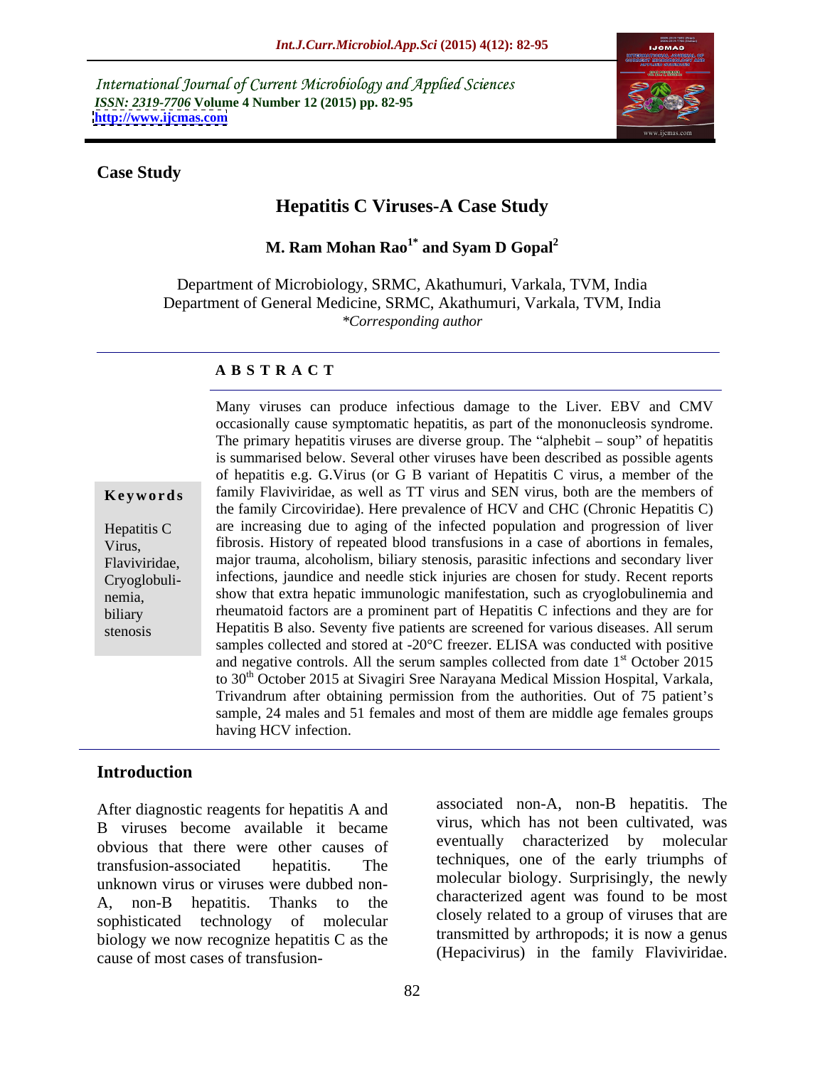International Journal of Current Microbiology and Applied Sciences
*ISSN: 2319-7706* **Volume 4 Number 12 (2015) pp. 82-95**
**http://www.ijcmas.com**

**Case Study**

# Hepatitis C Viruses-A Case Study

**M. Ram Mohan Rao[1*] and Syam D Gopal[2]**

Department of Microbiology, SRMC, Akathumuri, Varkala, TVM, India
Department of General Medicine, SRMC, Akathumuri, Varkala, TVM, India
*\*Corresponding author*

## ABSTRACT

**Keywords**

Hepatitis C Virus, Flaviviridae, Cryoglobulinemia, biliary stenosis

Many viruses can produce infectious damage to the Liver. EBV and CMV occasionally cause symptomatic hepatitis, as part of the mononucleosis syndrome. The primary hepatitis viruses are diverse group. The "alphebit – soup" of hepatitis is summarised below. Several other viruses have been described as possible agents of hepatitis e.g. G.Virus (or G B variant of Hepatitis C virus, a member of the family Flaviviridae, as well as TT virus and SEN virus, both are the members of the family Circoviridae). Here prevalence of HCV and CHC (Chronic Hepatitis C) are increasing due to aging of the infected population and progression of liver fibrosis. History of repeated blood transfusions in a case of abortions in females, major trauma, alcoholism, biliary stenosis, parasitic infections and secondary liver infections, jaundice and needle stick injuries are chosen for study. Recent reports show that extra hepatic immunologic manifestation, such as cryoglobulinemia and rheumatoid factors are a prominent part of Hepatitis C infections and they are for Hepatitis B also. Seventy five patients are screened for various diseases. All serum samples collected and stored at -20°C freezer. ELISA was conducted with positive and negative controls. All the serum samples collected from date 1st October 2015 to 30th October 2015 at Sivagiri Sree Narayana Medical Mission Hospital, Varkala, Trivandrum after obtaining permission from the authorities. Out of 75 patient's sample, 24 males and 51 females and most of them are middle age females groups having HCV infection.

## Introduction

After diagnostic reagents for hepatitis A and B viruses become available it became obvious that there were other causes of transfusion-associated hepatitis. The unknown virus or viruses were dubbed non-A, non-B hepatitis. Thanks to the sophisticated technology of molecular biology we now recognize hepatitis C as the cause of most cases of transfusion-associated non-A, non-B hepatitis. The virus, which has not been cultivated, was eventually characterized by molecular techniques, one of the early triumphs of molecular biology. Surprisingly, the newly characterized agent was found to be most closely related to a group of viruses that are transmitted by arthropods; it is now a genus (Hepacivirus) in the family Flaviviridae.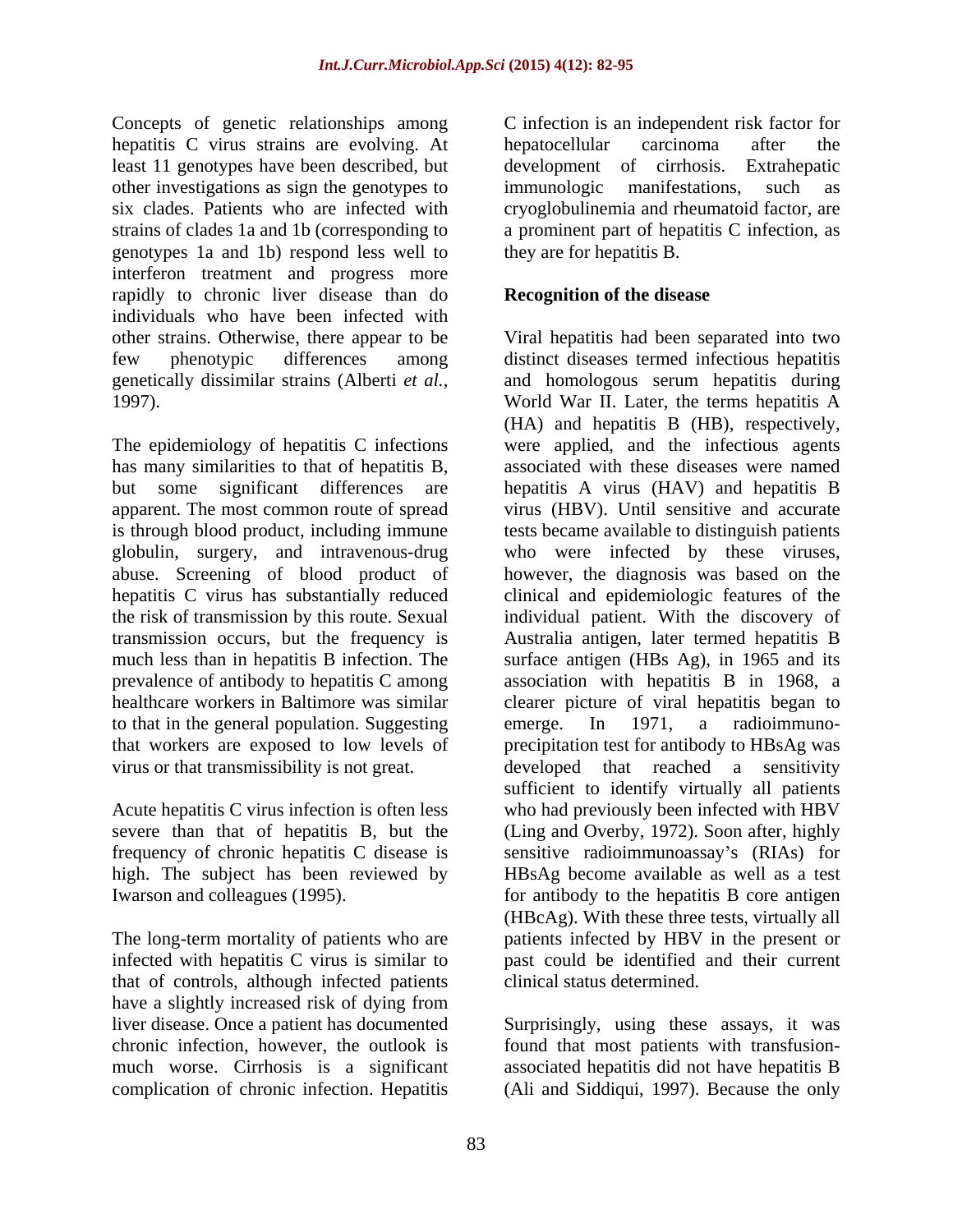Concepts of genetic relationships among hepatitis C virus strains are evolving. At least 11 genotypes have been described, but other investigations as sign the genotypes to six clades. Patients who are infected with strains of clades 1a and 1b (corresponding to genotypes 1a and 1b) respond less well to interferon treatment and progress more rapidly to chronic liver disease than do individuals who have been infected with other strains. Otherwise, there appear to be few phenotypic differences among genetically dissimilar strains (Alberti *et al.*, 1997).

The epidemiology of hepatitis C infections has many similarities to that of hepatitis B, but some significant differences are apparent. The most common route of spread is through blood product, including immune globulin, surgery, and intravenous-drug abuse. Screening of blood product of hepatitis C virus has substantially reduced the risk of transmission by this route. Sexual transmission occurs, but the frequency is much less than in hepatitis B infection. The prevalence of antibody to hepatitis C among healthcare workers in Baltimore was similar to that in the general population. Suggesting that workers are exposed to low levels of virus or that transmissibility is not great.

Acute hepatitis C virus infection is often less severe than that of hepatitis B, but the frequency of chronic hepatitis C disease is high. The subject has been reviewed by Iwarson and colleagues (1995).

The long-term mortality of patients who are infected with hepatitis C virus is similar to that of controls, although infected patients have a slightly increased risk of dying from liver disease. Once a patient has documented chronic infection, however, the outlook is much worse. Cirrhosis is a significant complication of chronic infection. Hepatitis C infection is an independent risk factor for hepatocellular carcinoma after the development of cirrhosis. Extrahepatic immunologic manifestations, such as cryoglobulinemia and rheumatoid factor, are a prominent part of hepatitis C infection, as they are for hepatitis B.

## Recognition of the disease

Viral hepatitis had been separated into two distinct diseases termed infectious hepatitis and homologous serum hepatitis during World War II. Later, the terms hepatitis A (HA) and hepatitis B (HB), respectively, were applied, and the infectious agents associated with these diseases were named hepatitis A virus (HAV) and hepatitis B virus (HBV). Until sensitive and accurate tests became available to distinguish patients who were infected by these viruses, however, the diagnosis was based on the clinical and epidemiologic features of the individual patient. With the discovery of Australia antigen, later termed hepatitis B surface antigen (HBs Ag), in 1965 and its association with hepatitis B in 1968, a clearer picture of viral hepatitis began to emerge. In 1971, a radioimmuno-precipitation test for antibody to HBsAg was developed that reached a sensitivity sufficient to identify virtually all patients who had previously been infected with HBV (Ling and Overby, 1972). Soon after, highly sensitive radioimmunoassay's (RIAs) for HBsAg become available as well as a test for antibody to the hepatitis B core antigen (HBcAg). With these three tests, virtually all patients infected by HBV in the present or past could be identified and their current clinical status determined.

Surprisingly, using these assays, it was found that most patients with transfusion-associated hepatitis did not have hepatitis B (Ali and Siddiqui, 1997). Because the only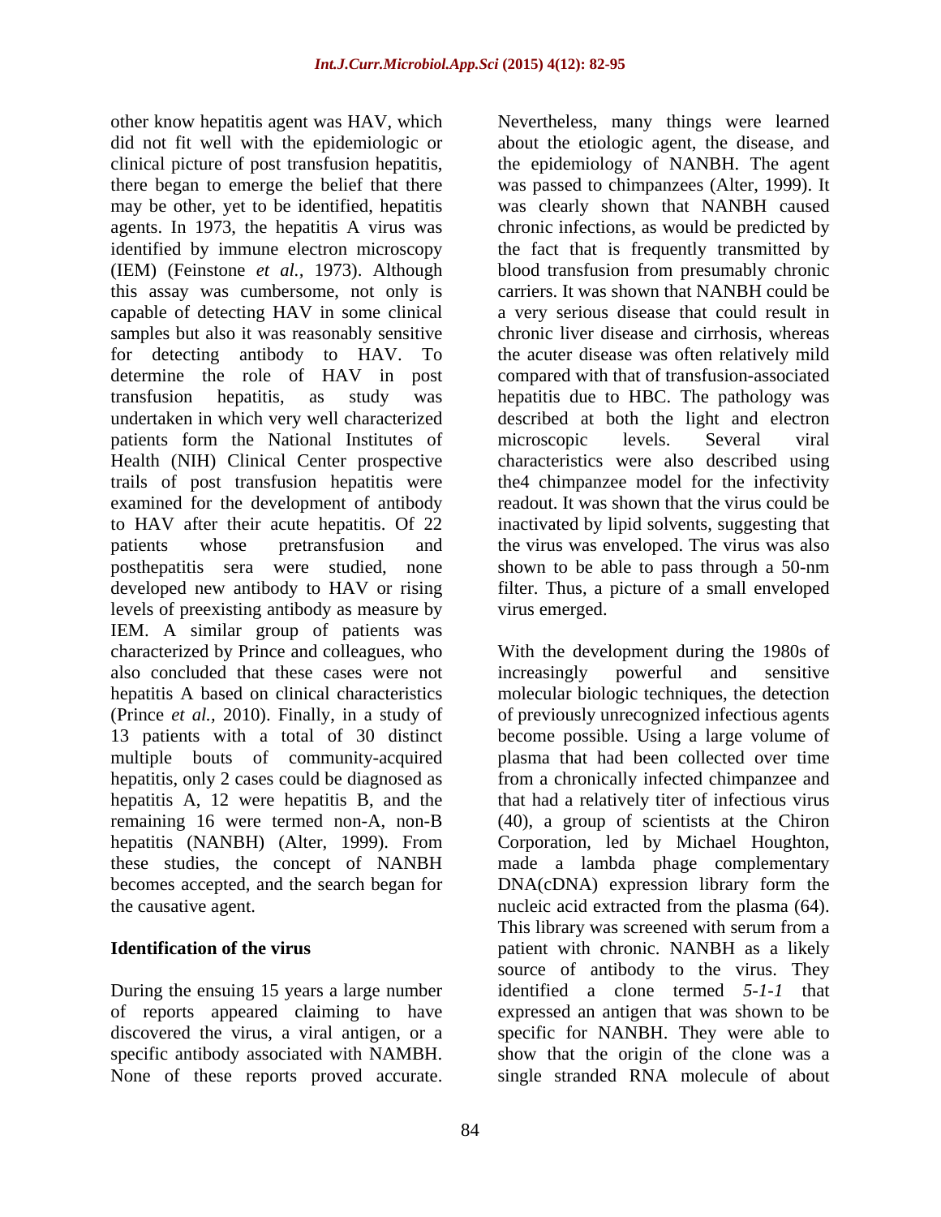other know hepatitis agent was HAV, which did not fit well with the epidemiologic or clinical picture of post transfusion hepatitis, there began to emerge the belief that there may be other, yet to be identified, hepatitis agents. In 1973, the hepatitis A virus was identified by immune electron microscopy (IEM) (Feinstone *et al.*, 1973). Although this assay was cumbersome, not only is capable of detecting HAV in some clinical samples but also it was reasonably sensitive for detecting antibody to HAV. To determine the role of HAV in post transfusion hepatitis, as study was undertaken in which very well characterized patients form the National Institutes of Health (NIH) Clinical Center prospective trails of post transfusion hepatitis were examined for the development of antibody to HAV after their acute hepatitis. Of 22 patients whose pretransfusion and posthepatitis sera were studied, none developed new antibody to HAV or rising levels of preexisting antibody as measure by IEM. A similar group of patients was characterized by Prince and colleagues, who also concluded that these cases were not hepatitis A based on clinical characteristics (Prince *et al.,* 2010). Finally, in a study of 13 patients with a total of 30 distinct multiple bouts of community-acquired hepatitis, only 2 cases could be diagnosed as hepatitis A, 12 were hepatitis B, and the remaining 16 were termed non-A, non-B hepatitis (NANBH) (Alter, 1999). From these studies, the concept of NANBH becomes accepted, and the search began for the causative agent.

**Identification of the virus**

During the ensuing 15 years a large number of reports appeared claiming to have discovered the virus, a viral antigen, or a specific antibody associated with NAMBH. None of these reports proved accurate. Nevertheless, many things were learned about the etiologic agent, the disease, and the epidemiology of NANBH. The agent was passed to chimpanzees (Alter, 1999). It was clearly shown that NANBH caused chronic infections, as would be predicted by the fact that is frequently transmitted by blood transfusion from presumably chronic carriers. It was shown that NANBH could be a very serious disease that could result in chronic liver disease and cirrhosis, whereas the acuter disease was often relatively mild compared with that of transfusion-associated hepatitis due to HBC. The pathology was described at both the light and electron microscopic levels. Several viral characteristics were also described using the4 chimpanzee model for the infectivity readout. It was shown that the virus could be inactivated by lipid solvents, suggesting that the virus was enveloped. The virus was also shown to be able to pass through a 50-nm filter. Thus, a picture of a small enveloped virus emerged.

With the development during the 1980s of increasingly powerful and sensitive molecular biologic techniques, the detection of previously unrecognized infectious agents become possible. Using a large volume of plasma that had been collected over time from a chronically infected chimpanzee and that had a relatively titer of infectious virus (40), a group of scientists at the Chiron Corporation, led by Michael Houghton, made a lambda phage complementary DNA(cDNA) expression library form the nucleic acid extracted from the plasma (64). This library was screened with serum from a patient with chronic. NANBH as a likely source of antibody to the virus. They identified a clone termed *5-1-1* that expressed an antigen that was shown to be specific for NANBH. They were able to show that the origin of the clone was a single stranded RNA molecule of about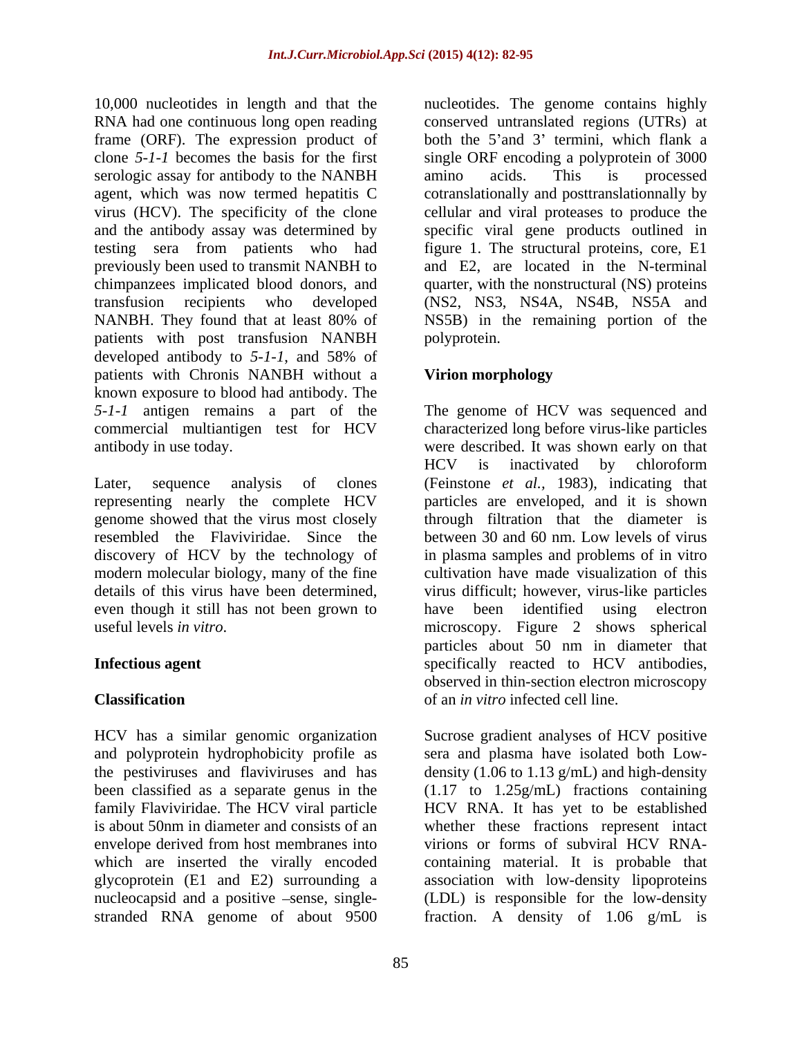10,000 nucleotides in length and that the RNA had one continuous long open reading frame (ORF). The expression product of clone *5-1-1* becomes the basis for the first serologic assay for antibody to the NANBH agent, which was now termed hepatitis C virus (HCV). The specificity of the clone and the antibody assay was determined by testing sera from patients who had previously been used to transmit NANBH to chimpanzees implicated blood donors, and transfusion recipients who developed NANBH. They found that at least 80% of patients with post transfusion NANBH developed antibody to *5-1-1*, and 58% of patients with Chronis NANBH without a known exposure to blood had antibody. The *5-1-1* antigen remains a part of the commercial multiantigen test for HCV antibody in use today.

Later, sequence analysis of clones representing nearly the complete HCV genome showed that the virus most closely resembled the Flaviviridae. Since the discovery of HCV by the technology of modern molecular biology, many of the fine details of this virus have been determined, even though it still has not been grown to useful levels *in vitro*.

## Infectious agent

### Classification

HCV has a similar genomic organization and polyprotein hydrophobicity profile as the pestiviruses and flaviviruses and has been classified as a separate genus in the family Flaviviridae. The HCV viral particle is about 50nm in diameter and consists of an envelope derived from host membranes into which are inserted the virally encoded glycoprotein (E1 and E2) surrounding a nucleocapsid and a positive –sense, single-stranded RNA genome of about 9500 nucleotides. The genome contains highly conserved untranslated regions (UTRs) at both the 5'and 3' termini, which flank a single ORF encoding a polyprotein of 3000 amino acids. This is processed cotranslationally and posttranslationnally by cellular and viral proteases to produce the specific viral gene products outlined in figure 1. The structural proteins, core, E1 and E2, are located in the N-terminal quarter, with the nonstructural (NS) proteins (NS2, NS3, NS4A, NS4B, NS5A and NS5B) in the remaining portion of the polyprotein.

### Virion morphology

The genome of HCV was sequenced and characterized long before virus-like particles were described. It was shown early on that HCV is inactivated by chloroform (Feinstone *et al.*, 1983), indicating that particles are enveloped, and it is shown through filtration that the diameter is between 30 and 60 nm. Low levels of virus in plasma samples and problems of in vitro cultivation have made visualization of this virus difficult; however, virus-like particles have been identified using electron microscopy. Figure 2 shows spherical particles about 50 nm in diameter that specifically reacted to HCV antibodies, observed in thin-section electron microscopy of an *in vitro* infected cell line.

Sucrose gradient analyses of HCV positive sera and plasma have isolated both Low-density (1.06 to 1.13 g/mL) and high-density (1.17 to 1.25g/mL) fractions containing HCV RNA. It has yet to be established whether these fractions represent intact virions or forms of subviral HCV RNA-containing material. It is probable that association with low-density lipoproteins (LDL) is responsible for the low-density fraction. A density of 1.06 g/mL is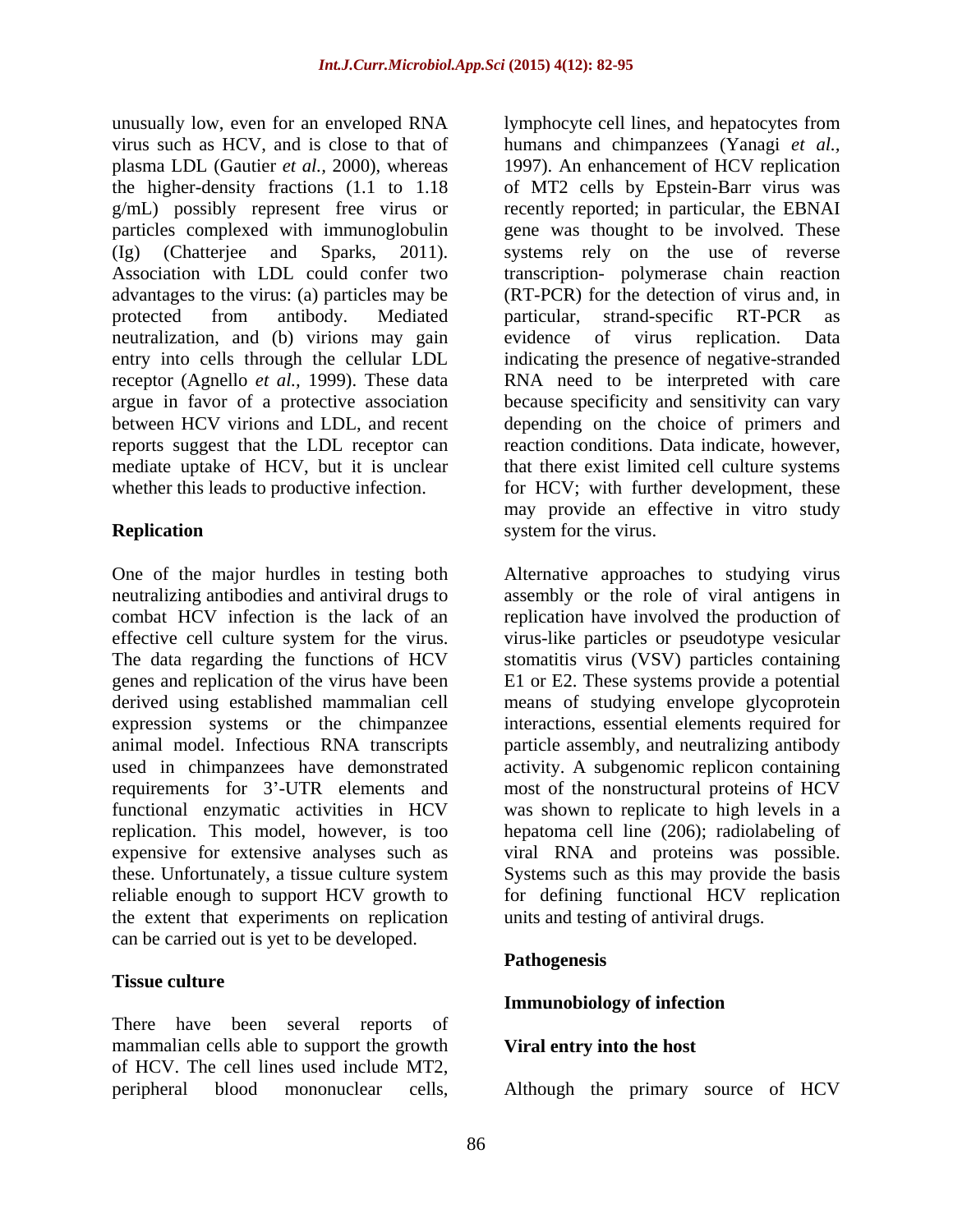unusually low, even for an enveloped RNA virus such as HCV, and is close to that of plasma LDL (Gautier *et al.*, 2000), whereas the higher-density fractions (1.1 to 1.18 g/mL) possibly represent free virus or particles complexed with immunoglobulin (Ig) (Chatterjee and Sparks, 2011). Association with LDL could confer two advantages to the virus: (a) particles may be protected from antibody. Mediated neutralization, and (b) virions may gain entry into cells through the cellular LDL receptor (Agnello *et al.*, 1999). These data argue in favor of a protective association between HCV virions and LDL, and recent reports suggest that the LDL receptor can mediate uptake of HCV, but it is unclear whether this leads to productive infection.

## Replication

One of the major hurdles in testing both neutralizing antibodies and antiviral drugs to combat HCV infection is the lack of an effective cell culture system for the virus. The data regarding the functions of HCV genes and replication of the virus have been derived using established mammalian cell expression systems or the chimpanzee animal model. Infectious RNA transcripts used in chimpanzees have demonstrated requirements for 3'-UTR elements and functional enzymatic activities in HCV replication. This model, however, is too expensive for extensive analyses such as these. Unfortunately, a tissue culture system reliable enough to support HCV growth to the extent that experiments on replication can be carried out is yet to be developed.

### Tissue culture

There have been several reports of mammalian cells able to support the growth of HCV. The cell lines used include MT2, peripheral blood mononuclear cells, lymphocyte cell lines, and hepatocytes from humans and chimpanzees (Yanagi *et al.*, 1997). An enhancement of HCV replication of MT2 cells by Epstein-Barr virus was recently reported; in particular, the EBNAI gene was thought to be involved. These systems rely on the use of reverse transcription- polymerase chain reaction (RT-PCR) for the detection of virus and, in particular, strand-specific RT-PCR as evidence of virus replication. Data indicating the presence of negative-stranded RNA need to be interpreted with care because specificity and sensitivity can vary depending on the choice of primers and reaction conditions. Data indicate, however, that there exist limited cell culture systems for HCV; with further development, these may provide an effective in vitro study system for the virus.

Alternative approaches to studying virus assembly or the role of viral antigens in replication have involved the production of virus-like particles or pseudotype vesicular stomatitis virus (VSV) particles containing E1 or E2. These systems provide a potential means of studying envelope glycoprotein interactions, essential elements required for particle assembly, and neutralizing antibody activity. A subgenomic replicon containing most of the nonstructural proteins of HCV was shown to replicate to high levels in a hepatoma cell line (206); radiolabeling of viral RNA and proteins was possible. Systems such as this may provide the basis for defining functional HCV replication units and testing of antiviral drugs.

## Pathogenesis

### Immunobiology of infection

### Viral entry into the host

Although the primary source of HCV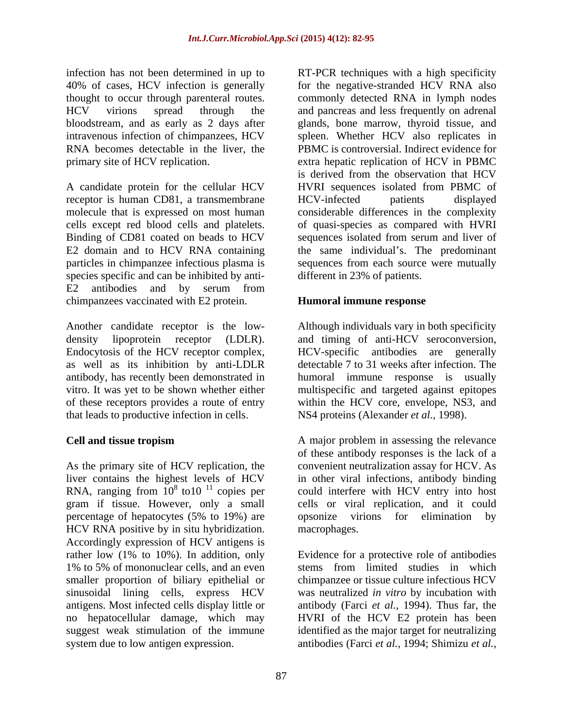infection has not been determined in up to 40% of cases, HCV infection is generally thought to occur through parenteral routes. HCV virions spread through the bloodstream, and as early as 2 days after intravenous infection of chimpanzees, HCV RNA becomes detectable in the liver, the primary site of HCV replication.

A candidate protein for the cellular HCV receptor is human CD81, a transmembrane molecule that is expressed on most human cells except red blood cells and platelets. Binding of CD81 coated on beads to HCV E2 domain and to HCV RNA containing particles in chimpanzee infectious plasma is species specific and can be inhibited by anti-E2 antibodies and by serum from chimpanzees vaccinated with E2 protein.

Another candidate receptor is the low-density lipoprotein receptor (LDLR). Endocytosis of the HCV receptor complex, as well as its inhibition by anti-LDLR antibody, has recently been demonstrated in vitro. It was yet to be shown whether either of these receptors provides a route of entry that leads to productive infection in cells.

**Cell and tissue tropism**

As the primary site of HCV replication, the liver contains the highest levels of HCV RNA, ranging from $10^8$ to$10^{11}$ copies per gram if tissue. However, only a small percentage of hepatocytes (5% to 19%) are HCV RNA positive by in situ hybridization. Accordingly expression of HCV antigens is rather low (1% to 10%). In addition, only 1% to 5% of mononuclear cells, and an even smaller proportion of biliary epithelial or sinusoidal lining cells, express HCV antigens. Most infected cells display little or no hepatocellular damage, which may suggest weak stimulation of the immune system due to low antigen expression.

RT-PCR techniques with a high specificity for the negative-stranded HCV RNA also commonly detected RNA in lymph nodes and pancreas and less frequently on adrenal glands, bone marrow, thyroid tissue, and spleen. Whether HCV also replicates in PBMC is controversial. Indirect evidence for extra hepatic replication of HCV in PBMC is derived from the observation that HCV HVRI sequences isolated from PBMC of HCV-infected patients displayed considerable differences in the complexity of quasi-species as compared with HVRI sequences isolated from serum and liver of the same individual's. The predominant sequences from each source were mutually different in 23% of patients.

**Humoral immune response**

Although individuals vary in both specificity and timing of anti-HCV seroconversion, HCV-specific antibodies are generally detectable 7 to 31 weeks after infection. The humoral immune response is usually multispecific and targeted against epitopes within the HCV core, envelope, NS3, and NS4 proteins (Alexander *et al.*, 1998).

A major problem in assessing the relevance of these antibody responses is the lack of a convenient neutralization assay for HCV. As in other viral infections, antibody binding could interfere with HCV entry into host cells or viral replication, and it could opsonize virions for elimination by macrophages.

Evidence for a protective role of antibodies stems from limited studies in which chimpanzee or tissue culture infectious HCV was neutralized *in vitro* by incubation with antibody (Farci *et al.*, 1994). Thus far, the HVRI of the HCV E2 protein has been identified as the major target for neutralizing antibodies (Farci *et al.*, 1994; Shimizu *et al.*,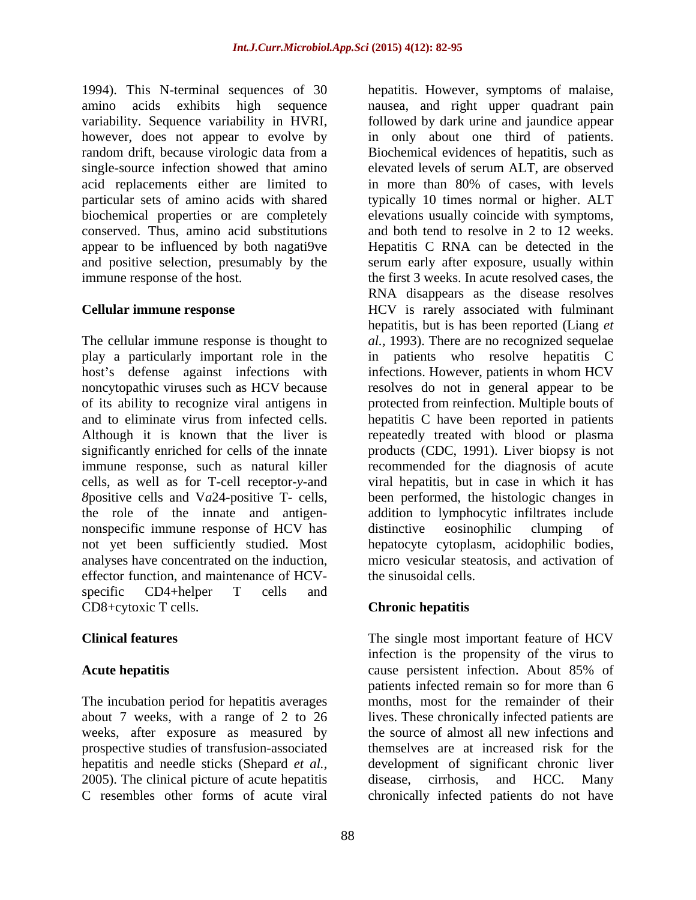1994). This N-terminal sequences of 30 amino acids exhibits high sequence variability. Sequence variability in HVRI, however, does not appear to evolve by random drift, because virologic data from a single-source infection showed that amino acid replacements either are limited to particular sets of amino acids with shared biochemical properties or are completely conserved. Thus, amino acid substitutions appear to be influenced by both nagati9ve and positive selection, presumably by the immune response of the host.

### Cellular immune response

The cellular immune response is thought to play a particularly important role in the host's defense against infections with noncytopathic viruses such as HCV because of its ability to recognize viral antigens in and to eliminate virus from infected cells. Although it is known that the liver is significantly enriched for cells of the innate immune response, such as natural killer cells, as well as for T-cell receptor-*y*-and *8*positive cells and V*a*24-positive T- cells, the role of the innate and antigen-nonspecific immune response of HCV has not yet been sufficiently studied. Most analyses have concentrated on the induction, effector function, and maintenance of HCV-specific CD4+helper T cells and CD8+cytoxic T cells.

## Clinical features

### Acute hepatitis

The incubation period for hepatitis averages about 7 weeks, with a range of 2 to 26 weeks, after exposure as measured by prospective studies of transfusion-associated hepatitis and needle sticks (Shepard *et al.,* 2005). The clinical picture of acute hepatitis C resembles other forms of acute viral hepatitis. However, symptoms of malaise, nausea, and right upper quadrant pain followed by dark urine and jaundice appear in only about one third of patients. Biochemical evidences of hepatitis, such as elevated levels of serum ALT, are observed in more than 80% of cases, with levels typically 10 times normal or higher. ALT elevations usually coincide with symptoms, and both tend to resolve in 2 to 12 weeks. Hepatitis C RNA can be detected in the serum early after exposure, usually within the first 3 weeks. In acute resolved cases, the RNA disappears as the disease resolves HCV is rarely associated with fulminant hepatitis, but is has been reported (Liang *et al.,* 1993). There are no recognized sequelae in patients who resolve hepatitis C infections. However, patients in whom HCV resolves do not in general appear to be protected from reinfection. Multiple bouts of hepatitis C have been reported in patients repeatedly treated with blood or plasma products (CDC, 1991). Liver biopsy is not recommended for the diagnosis of acute viral hepatitis, but in case in which it has been performed, the histologic changes in addition to lymphocytic infiltrates include distinctive eosinophilic clumping of hepatocyte cytoplasm, acidophilic bodies, micro vesicular steatosis, and activation of the sinusoidal cells.

### Chronic hepatitis

The single most important feature of HCV infection is the propensity of the virus to cause persistent infection. About 85% of patients infected remain so for more than 6 months, most for the remainder of their lives. These chronically infected patients are the source of almost all new infections and themselves are at increased risk for the development of significant chronic liver disease, cirrhosis, and HCC. Many chronically infected patients do not have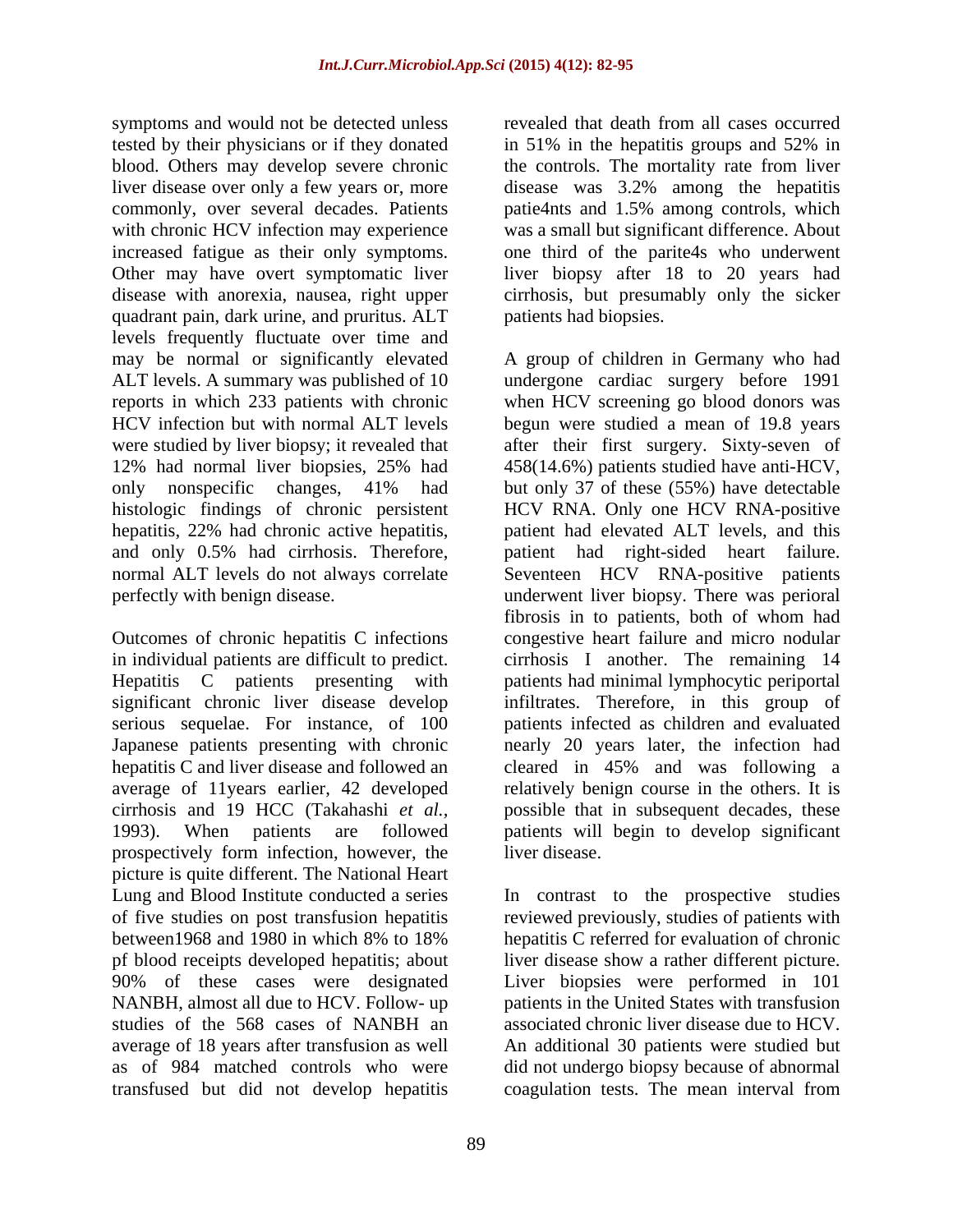symptoms and would not be detected unless tested by their physicians or if they donated blood. Others may develop severe chronic liver disease over only a few years or, more commonly, over several decades. Patients with chronic HCV infection may experience increased fatigue as their only symptoms. Other may have overt symptomatic liver disease with anorexia, nausea, right upper quadrant pain, dark urine, and pruritus. ALT levels frequently fluctuate over time and may be normal or significantly elevated ALT levels. A summary was published of 10 reports in which 233 patients with chronic HCV infection but with normal ALT levels were studied by liver biopsy; it revealed that 12% had normal liver biopsies, 25% had only nonspecific changes, 41% had histologic findings of chronic persistent hepatitis, 22% had chronic active hepatitis, and only 0.5% had cirrhosis. Therefore, normal ALT levels do not always correlate perfectly with benign disease.

Outcomes of chronic hepatitis C infections in individual patients are difficult to predict. Hepatitis C patients presenting with significant chronic liver disease develop serious sequelae. For instance, of 100 Japanese patients presenting with chronic hepatitis C and liver disease and followed an average of 11years earlier, 42 developed cirrhosis and 19 HCC (Takahashi *et al.,* 1993). When patients are followed prospectively form infection, however, the picture is quite different. The National Heart Lung and Blood Institute conducted a series of five studies on post transfusion hepatitis between1968 and 1980 in which 8% to 18% pf blood receipts developed hepatitis; about 90% of these cases were designated NANBH, almost all due to HCV. Follow- up studies of the 568 cases of NANBH an average of 18 years after transfusion as well as of 984 matched controls who were transfused but did not develop hepatitis revealed that death from all cases occurred in 51% in the hepatitis groups and 52% in the controls. The mortality rate from liver disease was 3.2% among the hepatitis patie4nts and 1.5% among controls, which was a small but significant difference. About one third of the parite4s who underwent liver biopsy after 18 to 20 years had cirrhosis, but presumably only the sicker patients had biopsies.

A group of children in Germany who had undergone cardiac surgery before 1991 when HCV screening go blood donors was begun were studied a mean of 19.8 years after their first surgery. Sixty-seven of 458(14.6%) patients studied have anti-HCV, but only 37 of these (55%) have detectable HCV RNA. Only one HCV RNA-positive patient had elevated ALT levels, and this patient had right-sided heart failure. Seventeen HCV RNA-positive patients underwent liver biopsy. There was perioral fibrosis in to patients, both of whom had congestive heart failure and micro nodular cirrhosis I another. The remaining 14 patients had minimal lymphocytic periportal infiltrates. Therefore, in this group of patients infected as children and evaluated nearly 20 years later, the infection had cleared in 45% and was following a relatively benign course in the others. It is possible that in subsequent decades, these patients will begin to develop significant liver disease.

In contrast to the prospective studies reviewed previously, studies of patients with hepatitis C referred for evaluation of chronic liver disease show a rather different picture. Liver biopsies were performed in 101 patients in the United States with transfusion associated chronic liver disease due to HCV. An additional 30 patients were studied but did not undergo biopsy because of abnormal coagulation tests. The mean interval from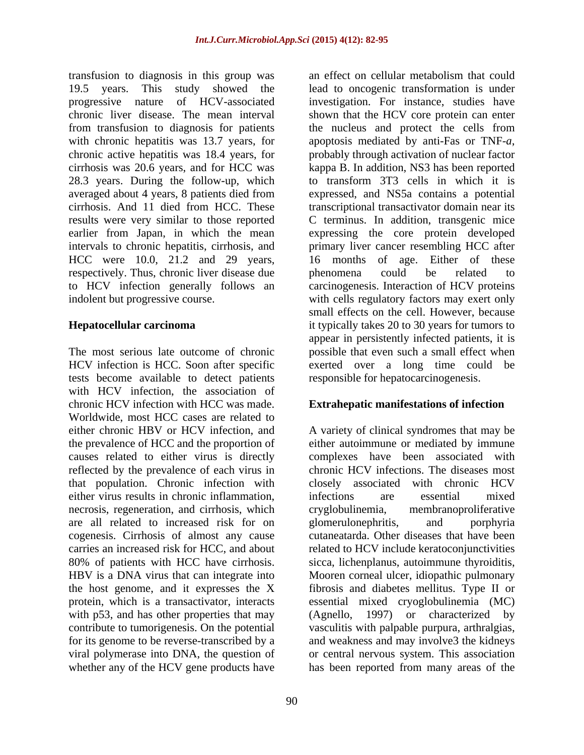transfusion to diagnosis in this group was 19.5 years. This study showed the progressive nature of HCV-associated chronic liver disease. The mean interval from transfusion to diagnosis for patients with chronic hepatitis was 13.7 years, for chronic active hepatitis was 18.4 years, for cirrhosis was 20.6 years, and for HCC was 28.3 years. During the follow-up, which averaged about 4 years, 8 patients died from cirrhosis. And 11 died from HCC. These results were very similar to those reported earlier from Japan, in which the mean intervals to chronic hepatitis, cirrhosis, and HCC were 10.0, 21.2 and 29 years, respectively. Thus, chronic liver disease due to HCV infection generally follows an indolent but progressive course.

**Hepatocellular carcinoma**

The most serious late outcome of chronic HCV infection is HCC. Soon after specific tests become available to detect patients with HCV infection, the association of chronic HCV infection with HCC was made. Worldwide, most HCC cases are related to either chronic HBV or HCV infection, and the prevalence of HCC and the proportion of causes related to either virus is directly reflected by the prevalence of each virus in that population. Chronic infection with either virus results in chronic inflammation, necrosis, regeneration, and cirrhosis, which are all related to increased risk for on cogenesis. Cirrhosis of almost any cause carries an increased risk for HCC, and about 80% of patients with HCC have cirrhosis. HBV is a DNA virus that can integrate into the host genome, and it expresses the X protein, which is a transactivator, interacts with p53, and has other properties that may contribute to tumorigenesis. On the potential for its genome to be reverse-transcribed by a viral polymerase into DNA, the question of whether any of the HCV gene products have an effect on cellular metabolism that could lead to oncogenic transformation is under investigation. For instance, studies have shown that the HCV core protein can enter the nucleus and protect the cells from apoptosis mediated by anti-Fas or TNF-*a*, probably through activation of nuclear factor kappa B. In addition, NS3 has been reported to transform 3T3 cells in which it is expressed, and NS5a contains a potential transcriptional transactivator domain near its C terminus. In addition, transgenic mice expressing the core protein developed primary liver cancer resembling HCC after 16 months of age. Either of these phenomena could be related to carcinogenesis. Interaction of HCV proteins with cells regulatory factors may exert only small effects on the cell. However, because it typically takes 20 to 30 years for tumors to appear in persistently infected patients, it is possible that even such a small effect when exerted over a long time could be responsible for hepatocarcinogenesis.

**Extrahepatic manifestations of infection**

A variety of clinical syndromes that may be either autoimmune or mediated by immune complexes have been associated with chronic HCV infections. The diseases most closely associated with chronic HCV infections are essential mixed cryglobulinemia, membranoproliferative glomerulonephritis, and porphyria cutaneatarda. Other diseases that have been related to HCV include keratoconjunctivities sicca, lichenplanus, autoimmune thyroiditis, Mooren corneal ulcer, idiopathic pulmonary fibrosis and diabetes mellitus. Type II or essential mixed cryoglobulinemia (MC) (Agnello, 1997) or characterized by vasculitis with palpable purpura, arthralgias, and weakness and may involve3 the kidneys or central nervous system. This association has been reported from many areas of the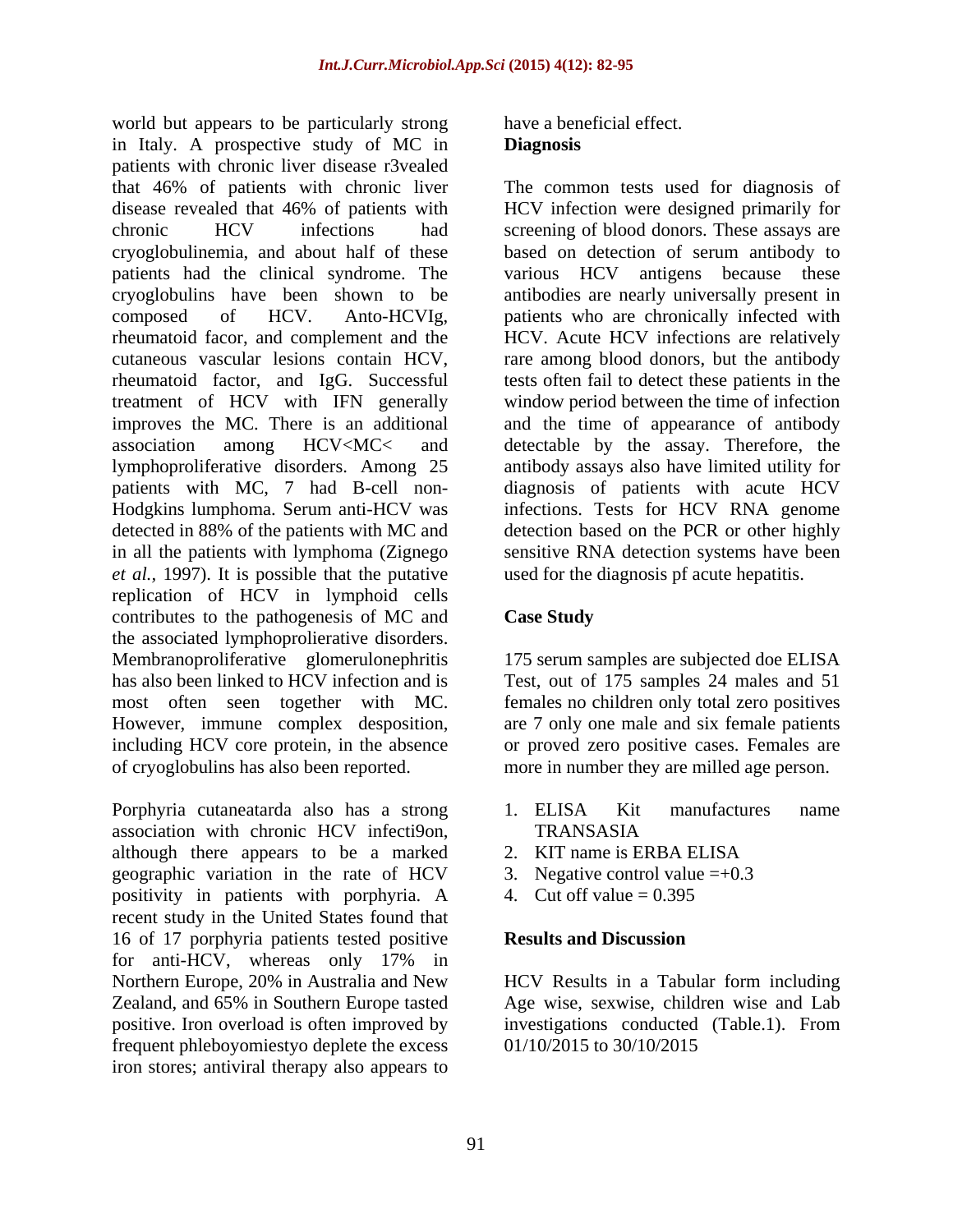world but appears to be particularly strong in Italy. A prospective study of MC in patients with chronic liver disease r3vealed that 46% of patients with chronic liver disease revealed that 46% of patients with chronic HCV infections had cryoglobulinemia, and about half of these patients had the clinical syndrome. The cryoglobulins have been shown to be composed of HCV. Anto-HCVIg, rheumatoid facor, and complement and the cutaneous vascular lesions contain HCV, rheumatoid factor, and IgG. Successful treatment of HCV with IFN generally improves the MC. There is an additional association among HCV<MC< and lymphoproliferative disorders. Among 25 patients with MC, 7 had B-cell non-Hodgkins lumphoma. Serum anti-HCV was detected in 88% of the patients with MC and in all the patients with lymphoma (Zignego *et al.,* 1997). It is possible that the putative replication of HCV in lymphoid cells contributes to the pathogenesis of MC and the associated lymphoprolierative disorders. Membranoproliferative glomerulonephritis has also been linked to HCV infection and is most often seen together with MC. However, immune complex desposition, including HCV core protein, in the absence of cryoglobulins has also been reported.

Porphyria cutaneatarda also has a strong association with chronic HCV infecti9on, although there appears to be a marked geographic variation in the rate of HCV positivity in patients with porphyria. A recent study in the United States found that 16 of 17 porphyria patients tested positive for anti-HCV, whereas only 17% in Northern Europe, 20% in Australia and New Zealand, and 65% in Southern Europe tasted positive. Iron overload is often improved by frequent phleboyomiestyo deplete the excess iron stores; antiviral therapy also appears to have a beneficial effect.

**Diagnosis**

The common tests used for diagnosis of HCV infection were designed primarily for screening of blood donors. These assays are based on detection of serum antibody to various HCV antigens because these antibodies are nearly universally present in patients who are chronically infected with HCV. Acute HCV infections are relatively rare among blood donors, but the antibody tests often fail to detect these patients in the window period between the time of infection and the time of appearance of antibody detectable by the assay. Therefore, the antibody assays also have limited utility for diagnosis of patients with acute HCV infections. Tests for HCV RNA genome detection based on the PCR or other highly sensitive RNA detection systems have been used for the diagnosis pf acute hepatitis.

**Case Study**

175 serum samples are subjected doe ELISA Test, out of 175 samples 24 males and 51 females no children only total zero positives are 7 only one male and six female patients or proved zero positive cases. Females are more in number they are milled age person.

1. ELISA Kit manufactures name TRANSASIA
2. KIT name is ERBA ELISA
3. Negative control value =+0.3
4. Cut off value = 0.395

## Results and Discussion

HCV Results in a Tabular form including Age wise, sexwise, children wise and Lab investigations conducted (Table.1). From 01/10/2015 to 30/10/2015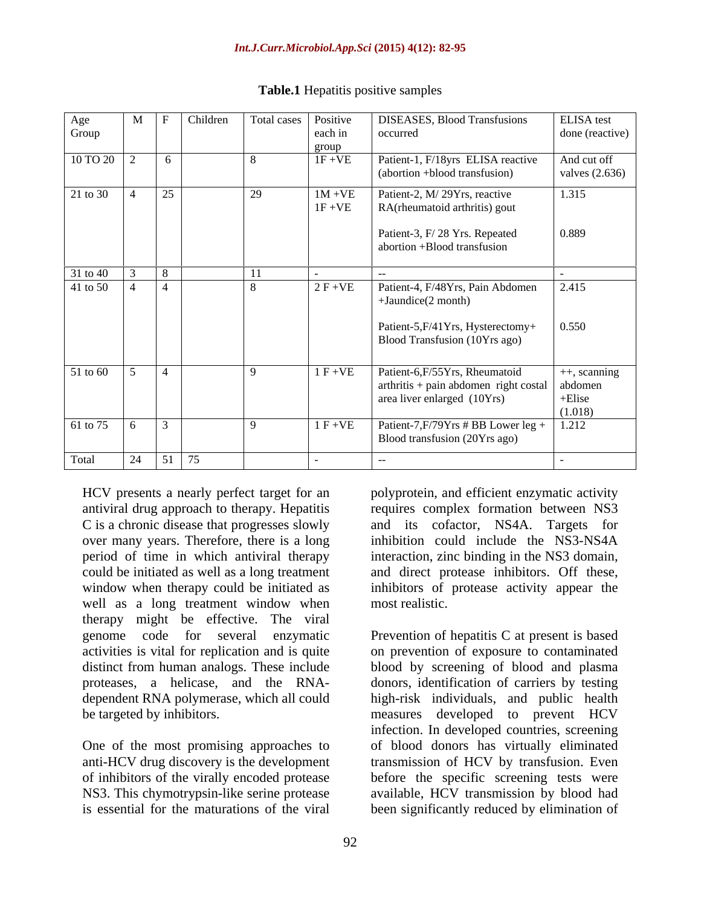**Table.1** Hepatitis positive samples

| Age Group | M | F | Children | Total cases | Positive each in group | DISEASES, Blood Transfusions occurred | ELISA test done (reactive) |
|---|---|---|---|---|---|---|---|
| 10 TO 20 | 2 | 6 | | 8 | 1F +VE | Patient-1, F/18yrs ELISA reactive (abortion +blood transfusion) | And cut off valves (2.636) |
| 21 to 30 | 4 | 25 | | 29 | 1M +VE 1F +VE | Patient-2, M/ 29Yrs, reactive RA(rheumatoid arthritis) gout<br>Patient-3, F/ 28 Yrs. Repeated abortion +Blood transfusion | 1.315<br>0.889 |
| 31 to 40 | 3 | 8 | | 11 | - | -- | - |
| 41 to 50 | 4 | 4 | | 8 | 2 F +VE | Patient-4, F/48Yrs, Pain Abdomen +Jaundice(2 month)<br>Patient-5,F/41Yrs, Hysterectomy+ Blood Transfusion (10Yrs ago) | 2.415<br>0.550 |
| 51 to 60 | 5 | 4 | | 9 | 1 F +VE | Patient-6,F/55Yrs, Rheumatoid arthritis + pain abdomen right costal area liver enlarged (10Yrs) | ++, scanning abdomen +Elise (1.018) |
| 61 to 75 | 6 | 3 | | 9 | 1 F +VE | Patient-7,F/79Yrs # BB Lower leg + Blood transfusion (20Yrs ago) | 1.212 |
| Total | 24 | 51 | 75 | | - | -- | - |

HCV presents a nearly perfect target for an antiviral drug approach to therapy. Hepatitis C is a chronic disease that progresses slowly over many years. Therefore, there is a long period of time in which antiviral therapy could be initiated as well as a long treatment window when therapy could be initiated as well as a long treatment window when therapy might be effective. The viral genome code for several enzymatic activities is vital for replication and is quite distinct from human analogs. These include proteases, a helicase, and the RNA-dependent RNA polymerase, which all could be targeted by inhibitors.

One of the most promising approaches to anti-HCV drug discovery is the development of inhibitors of the virally encoded protease NS3. This chymotrypsin-like serine protease is essential for the maturations of the viral polyprotein, and efficient enzymatic activity requires complex formation between NS3 and its cofactor, NS4A. Targets for inhibition could include the NS3-NS4A interaction, zinc binding in the NS3 domain, and direct protease inhibitors. Off these, inhibitors of protease activity appear the most realistic.

Prevention of hepatitis C at present is based on prevention of exposure to contaminated blood by screening of blood and plasma donors, identification of carriers by testing high-risk individuals, and public health measures developed to prevent HCV infection. In developed countries, screening of blood donors has virtually eliminated transmission of HCV by transfusion. Even before the specific screening tests were available, HCV transmission by blood had been significantly reduced by elimination of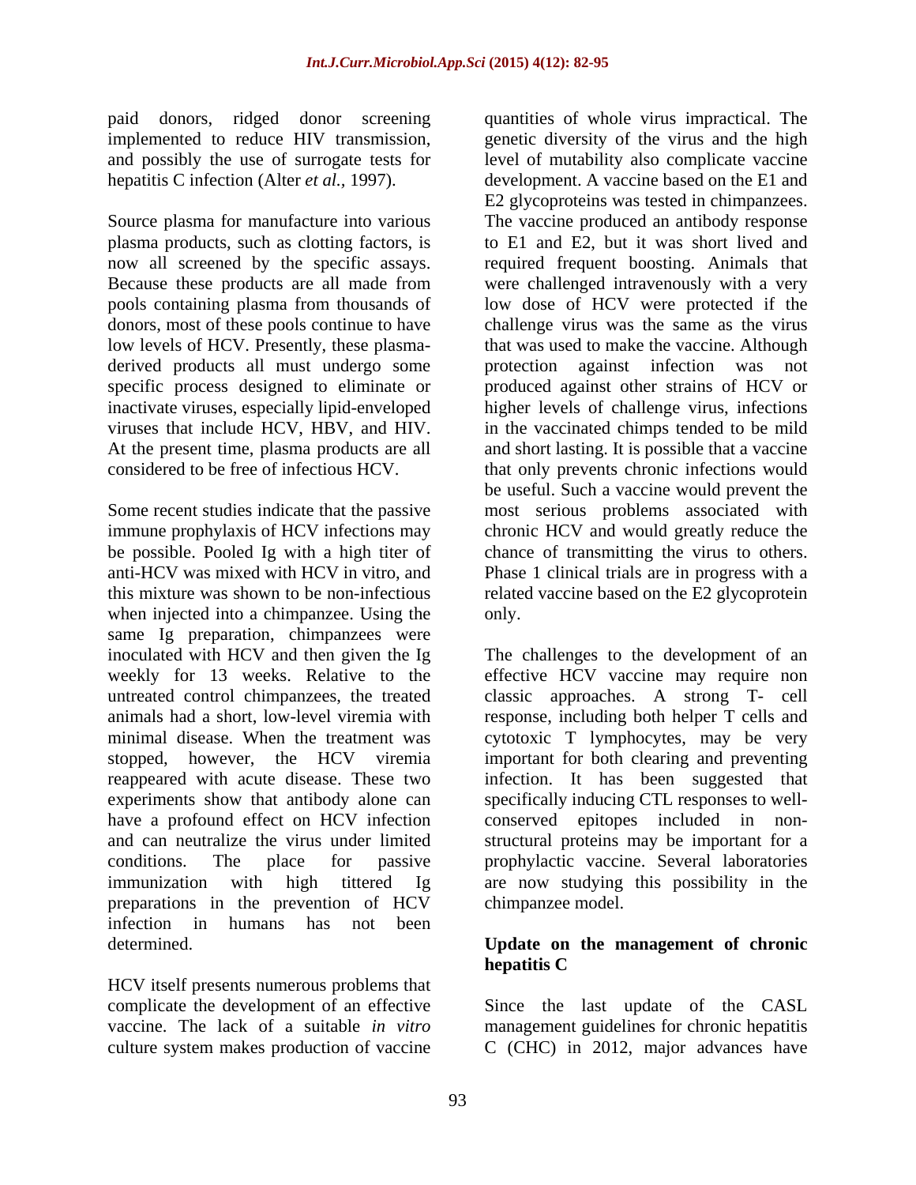paid donors, ridged donor screening implemented to reduce HIV transmission, and possibly the use of surrogate tests for hepatitis C infection (Alter *et al.,* 1997).

Source plasma for manufacture into various plasma products, such as clotting factors, is now all screened by the specific assays. Because these products are all made from pools containing plasma from thousands of donors, most of these pools continue to have low levels of HCV. Presently, these plasma-derived products all must undergo some specific process designed to eliminate or inactivate viruses, especially lipid-enveloped viruses that include HCV, HBV, and HIV. At the present time, plasma products are all considered to be free of infectious HCV.

Some recent studies indicate that the passive immune prophylaxis of HCV infections may be possible. Pooled Ig with a high titer of anti-HCV was mixed with HCV in vitro, and this mixture was shown to be non-infectious when injected into a chimpanzee. Using the same Ig preparation, chimpanzees were inoculated with HCV and then given the Ig weekly for 13 weeks. Relative to the untreated control chimpanzees, the treated animals had a short, low-level viremia with minimal disease. When the treatment was stopped, however, the HCV viremia reappeared with acute disease. These two experiments show that antibody alone can have a profound effect on HCV infection and can neutralize the virus under limited conditions. The place for passive immunization with high tittered Ig preparations in the prevention of HCV infection in humans has not been determined.

HCV itself presents numerous problems that complicate the development of an effective vaccine. The lack of a suitable *in vitro* culture system makes production of vaccine quantities of whole virus impractical. The genetic diversity of the virus and the high level of mutability also complicate vaccine development. A vaccine based on the E1 and E2 glycoproteins was tested in chimpanzees. The vaccine produced an antibody response to E1 and E2, but it was short lived and required frequent boosting. Animals that were challenged intravenously with a very low dose of HCV were protected if the challenge virus was the same as the virus that was used to make the vaccine. Although protection against infection was not produced against other strains of HCV or higher levels of challenge virus, infections in the vaccinated chimps tended to be mild and short lasting. It is possible that a vaccine that only prevents chronic infections would be useful. Such a vaccine would prevent the most serious problems associated with chronic HCV and would greatly reduce the chance of transmitting the virus to others. Phase 1 clinical trials are in progress with a related vaccine based on the E2 glycoprotein only.

The challenges to the development of an effective HCV vaccine may require non classic approaches. A strong T- cell response, including both helper T cells and cytotoxic T lymphocytes, may be very important for both clearing and preventing infection. It has been suggested that specifically inducing CTL responses to well-conserved epitopes included in non-structural proteins may be important for a prophylactic vaccine. Several laboratories are now studying this possibility in the chimpanzee model.

## Update on the management of chronic hepatitis C

Since the last update of the CASL management guidelines for chronic hepatitis C (CHC) in 2012, major advances have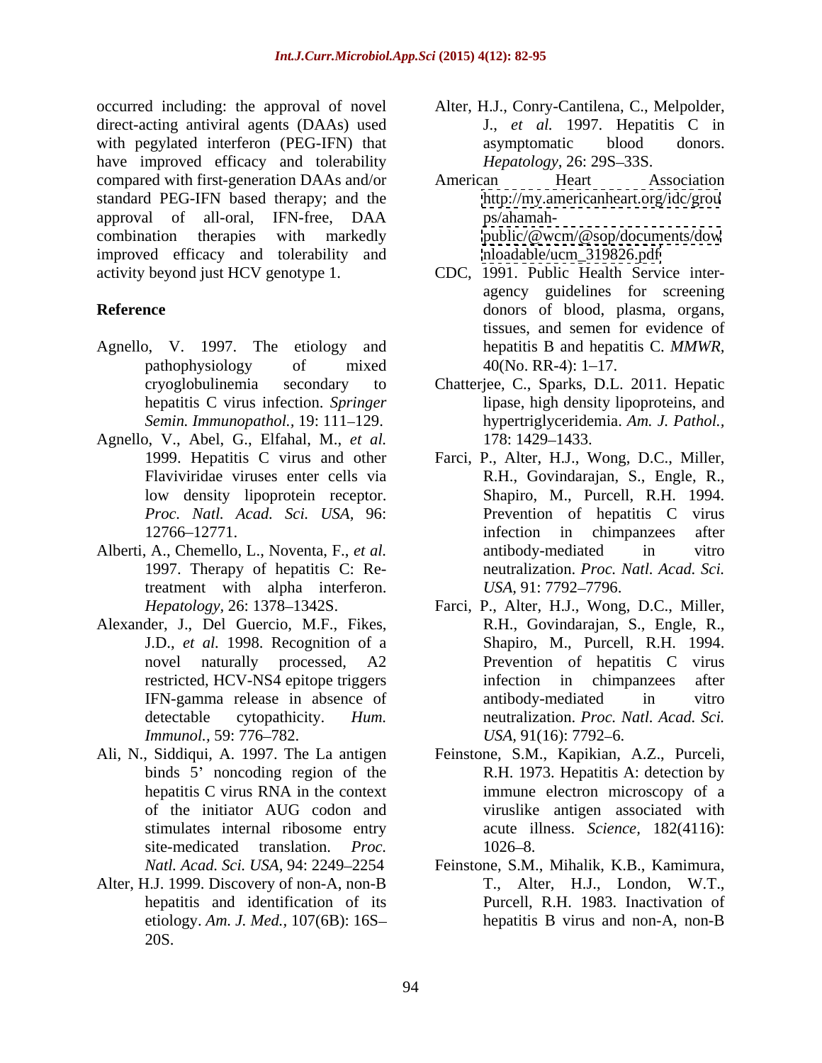occurred including: the approval of novel direct-acting antiviral agents (DAAs) used with pegylated interferon (PEG-IFN) that have improved efficacy and tolerability compared with first-generation DAAs and/or standard PEG-IFN based therapy; and the approval of all-oral, IFN-free, DAA combination therapies with markedly improved efficacy and tolerability and activity beyond just HCV genotype 1.

## Reference

Agnello, V. 1997. The etiology and pathophysiology of mixed cryoglobulinemia secondary to hepatitis C virus infection. *Springer Semin. Immunopathol.,* 19: 111–129.

Agnello, V., Abel, G., Elfahal, M., *et al.* 1999. Hepatitis C virus and other Flaviviridae viruses enter cells via low density lipoprotein receptor. *Proc. Natl. Acad. Sci. USA,* 96: 12766–12771.

Alberti, A., Chemello, L., Noventa, F., *et al*. 1997. Therapy of hepatitis C: Re-treatment with alpha interferon. *Hepatology,* 26: 1378–1342S.

Alexander, J., Del Guercio, M.F., Fikes, J.D., *et al.* 1998. Recognition of a novel naturally processed, A2 restricted, HCV-NS4 epitope triggers IFN-gamma release in absence of detectable cytopathicity. *Hum. Immunol.,* 59: 776–782.

Ali, N., Siddiqui, A. 1997. The La antigen binds 5' noncoding region of the hepatitis C virus RNA in the context of the initiator AUG codon and stimulates internal ribosome entry site-medicated translation. *Proc. Natl. Acad. Sci. USA*, 94: 2249–2254

Alter, H.J. 1999. Discovery of non-A, non-B hepatitis and identification of its etiology. *Am. J. Med.,* 107(6B): 16S–20S.

Alter, H.J., Conry-Cantilena, C., Melpolder, J., *et al.* 1997. Hepatitis C in asymptomatic blood donors. *Hepatology,* 26: 29S–33S.

American Heart Association http://my.americanheart.org/idc/groups/ahamah-public/@wcm/@sop/documents/downloadable/ucm_319826.pdf

CDC, 1991. Public Health Service inter-agency guidelines for screening donors of blood, plasma, organs, tissues, and semen for evidence of hepatitis B and hepatitis C. *MMWR,* 40(No. RR-4): 1–17.

Chatterjee, C., Sparks, D.L. 2011. Hepatic lipase, high density lipoproteins, and hypertriglyceridemia. *Am. J. Pathol.,* 178: 1429–1433.

Farci, P., Alter, H.J., Wong, D.C., Miller, R.H., Govindarajan, S., Engle, R., Shapiro, M., Purcell, R.H. 1994. Prevention of hepatitis C virus infection in chimpanzees after antibody-mediated in vitro neutralization. *Proc. Natl. Acad. Sci. USA,* 91: 7792–7796.

Farci, P., Alter, H.J., Wong, D.C., Miller, R.H., Govindarajan, S., Engle, R., Shapiro, M., Purcell, R.H. 1994. Prevention of hepatitis C virus infection in chimpanzees after antibody-mediated in vitro neutralization. *Proc. Natl. Acad. Sci. USA,* 91(16): 7792–6.

Feinstone, S.M., Kapikian, A.Z., Purceli, R.H. 1973. Hepatitis A: detection by immune electron microscopy of a viruslike antigen associated with acute illness. *Science*, 182(4116): 1026–8.

Feinstone, S.M., Mihalik, K.B., Kamimura, T., Alter, H.J., London, W.T., Purcell, R.H. 1983. Inactivation of hepatitis B virus and non-A, non-B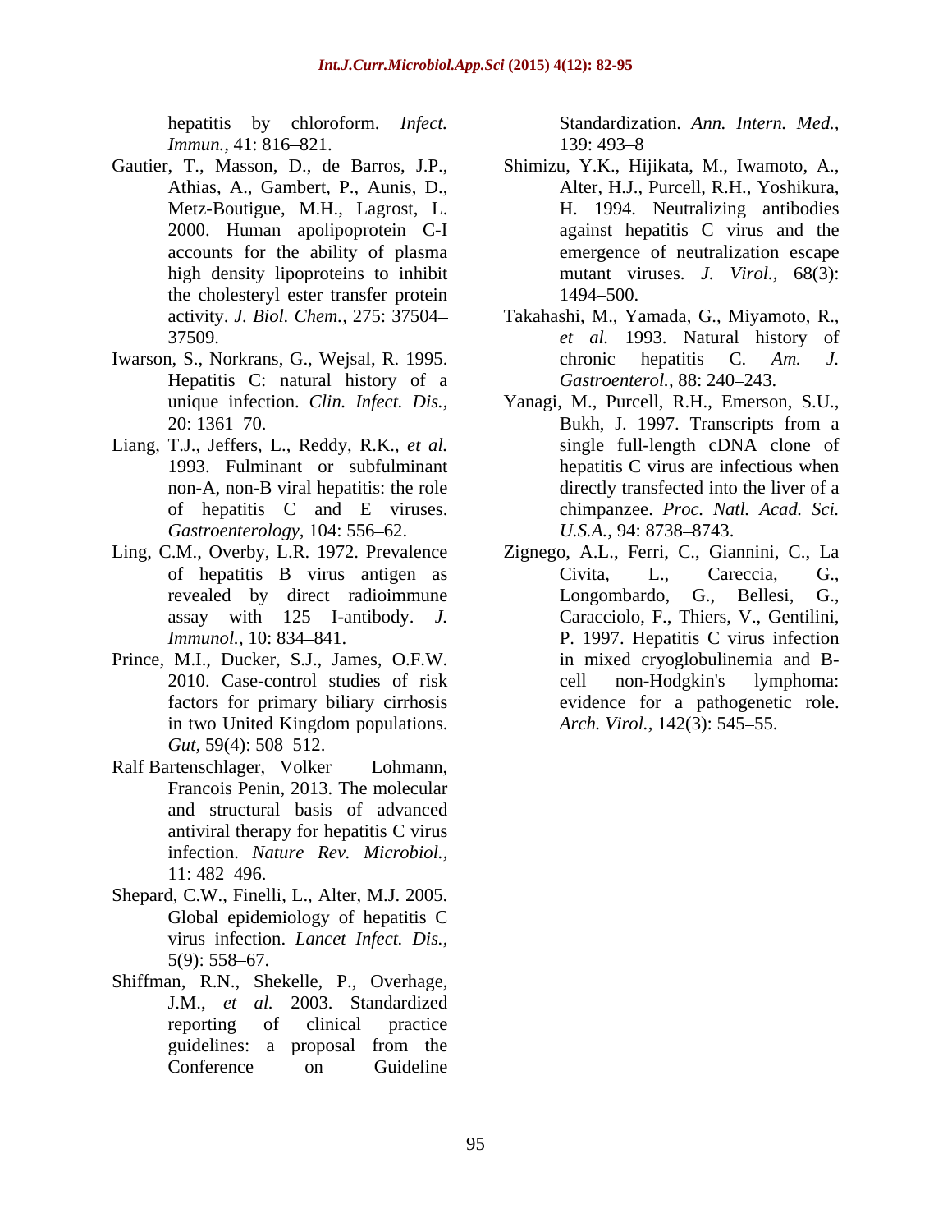hepatitis by chloroform. *Infect. Immun.,* 41: 816–821.

Gautier, T., Masson, D., de Barros, J.P., Athias, A., Gambert, P., Aunis, D., Metz-Boutigue, M.H., Lagrost, L. 2000. Human apolipoprotein C-I accounts for the ability of plasma high density lipoproteins to inhibit the cholesteryl ester transfer protein activity. *J. Biol. Chem.,* 275: 37504–37509.

Iwarson, S., Norkrans, G., Wejsal, R. 1995. Hepatitis C: natural history of a unique infection. *Clin. Infect. Dis.,* 20: 1361–70.

Liang, T.J., Jeffers, L., Reddy, R.K., *et al.* 1993. Fulminant or subfulminant non-A, non-B viral hepatitis: the role of hepatitis C and E viruses. *Gastroenterology,* 104: 556–62.

Ling, C.M., Overby, L.R. 1972. Prevalence of hepatitis B virus antigen as revealed by direct radioimmune assay with 125 I-antibody. *J. Immunol.,* 10: 834–841.

Prince, M.I., Ducker, S.J., James, O.F.W. 2010. Case-control studies of risk factors for primary biliary cirrhosis in two United Kingdom populations. *Gut,* 59(4): 508–512.

Ralf Bartenschlager, Volker Lohmann, Francois Penin, 2013. The molecular and structural basis of advanced antiviral therapy for hepatitis C virus infection. *Nature Rev. Microbiol.,* 11: 482–496.

Shepard, C.W., Finelli, L., Alter, M.J. 2005. Global epidemiology of hepatitis C virus infection. *Lancet Infect. Dis.,* 5(9): 558–67.

Shiffman, R.N., Shekelle, P., Overhage, J.M., *et al.* 2003. Standardized reporting of clinical practice guidelines: a proposal from the Conference on Guideline Standardization. *Ann. Intern. Med.,* 139: 493–8

Shimizu, Y.K., Hijikata, M., Iwamoto, A., Alter, H.J., Purcell, R.H., Yoshikura, H. 1994. Neutralizing antibodies against hepatitis C virus and the emergence of neutralization escape mutant viruses. *J. Virol.,* 68(3): 1494–500.

Takahashi, M., Yamada, G., Miyamoto, R., *et al.* 1993. Natural history of chronic hepatitis C. *Am. J. Gastroenterol.,* 88: 240–243.

Yanagi, M., Purcell, R.H., Emerson, S.U., Bukh, J. 1997. Transcripts from a single full-length cDNA clone of hepatitis C virus are infectious when directly transfected into the liver of a chimpanzee. *Proc. Natl. Acad. Sci. U.S.A.,* 94: 8738–8743.

Zignego, A.L., Ferri, C., Giannini, C., La Civita, L., Careccia, G., Longombardo, G., Bellesi, G., Caracciolo, F., Thiers, V., Gentilini, P. 1997. Hepatitis C virus infection in mixed cryoglobulinemia and B-cell non-Hodgkin's lymphoma: evidence for a pathogenetic role. *Arch. Virol.,* 142(3): 545–55.